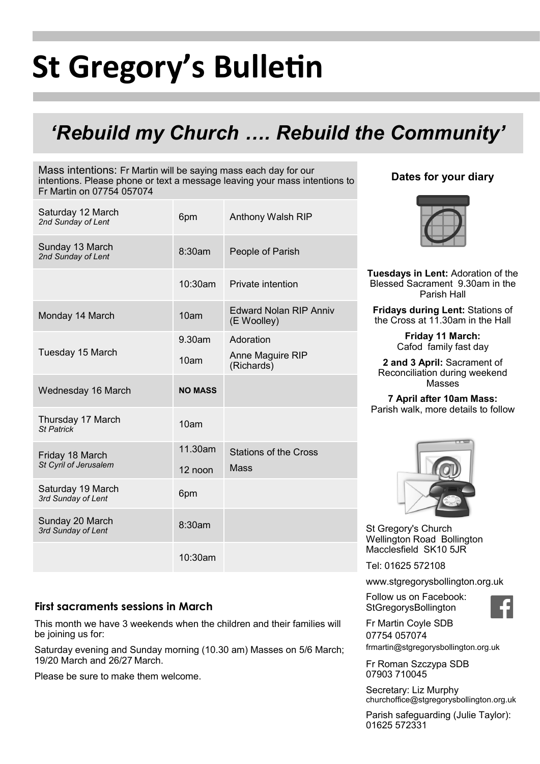# St Gregory's Bulletin

## 'Rebuild my Church …. Rebuild the Community'

Mass intentions: Fr Martin will be saying mass each day for our intentions. Please phone or text a message leaving your mass intentions to Fr Martin on 07754 057074

| Day | Time | Intention |
|---|---|---|
| Saturday 12 March *2nd Sunday of Lent* | 6pm | Anthony Walsh RIP |
| Sunday 13 March *2nd Sunday of Lent* | 8:30am | People of Parish |
| | 10:30am | Private intention |
| Monday 14 March | 10am | Edward Nolan RIP Anniv (E Woolley) |
| Tuesday 15 March | 9.30am | Adoration |
| | 10am | Anne Maguire RIP (Richards) |
| Wednesday 16 March | **NO MASS** | |
| Thursday 17 March *St Patrick* | 10am | |
| Friday 18 March *St Cyril of Jerusalem* | 11.30am | Stations of the Cross |
| | 12 noon | Mass |
| Saturday 19 March *3rd Sunday of Lent* | 6pm | |
| Sunday 20 March *3rd Sunday of Lent* | 8:30am | |
| | 10:30am | |

### First sacraments sessions in March

This month we have 3 weekends when the children and their families will be joining us for:

Saturday evening and Sunday morning (10.30 am) Masses on 5/6 March; 19/20 March and 26/27 March.

Please be sure to make them welcome.

### Dates for your diary

**Tuesdays in Lent:** Adoration of the Blessed Sacrament 9.30am in the Parish Hall

**Fridays during Lent:** Stations of the Cross at 11.30am in the Hall

**Friday 11 March:** Cafod family fast day

**2 and 3 April:** Sacrament of Reconciliation during weekend Masses

**7 April after 10am Mass:** Parish walk, more details to follow

St Gregory's Church
Wellington Road Bollington
Macclesfield SK10 5JR

Tel: 01625 572108

www.stgregorysbollington.org.uk

Follow us on Facebook: StGregorysBollington

Fr Martin Coyle SDB
07754 057074
frmartin@stgregorysbollington.org.uk

Fr Roman Szczypa SDB
07903 710045

Secretary: Liz Murphy
churchoffice@stgregorysbollington.org.uk

Parish safeguarding (Julie Taylor): 01625 572331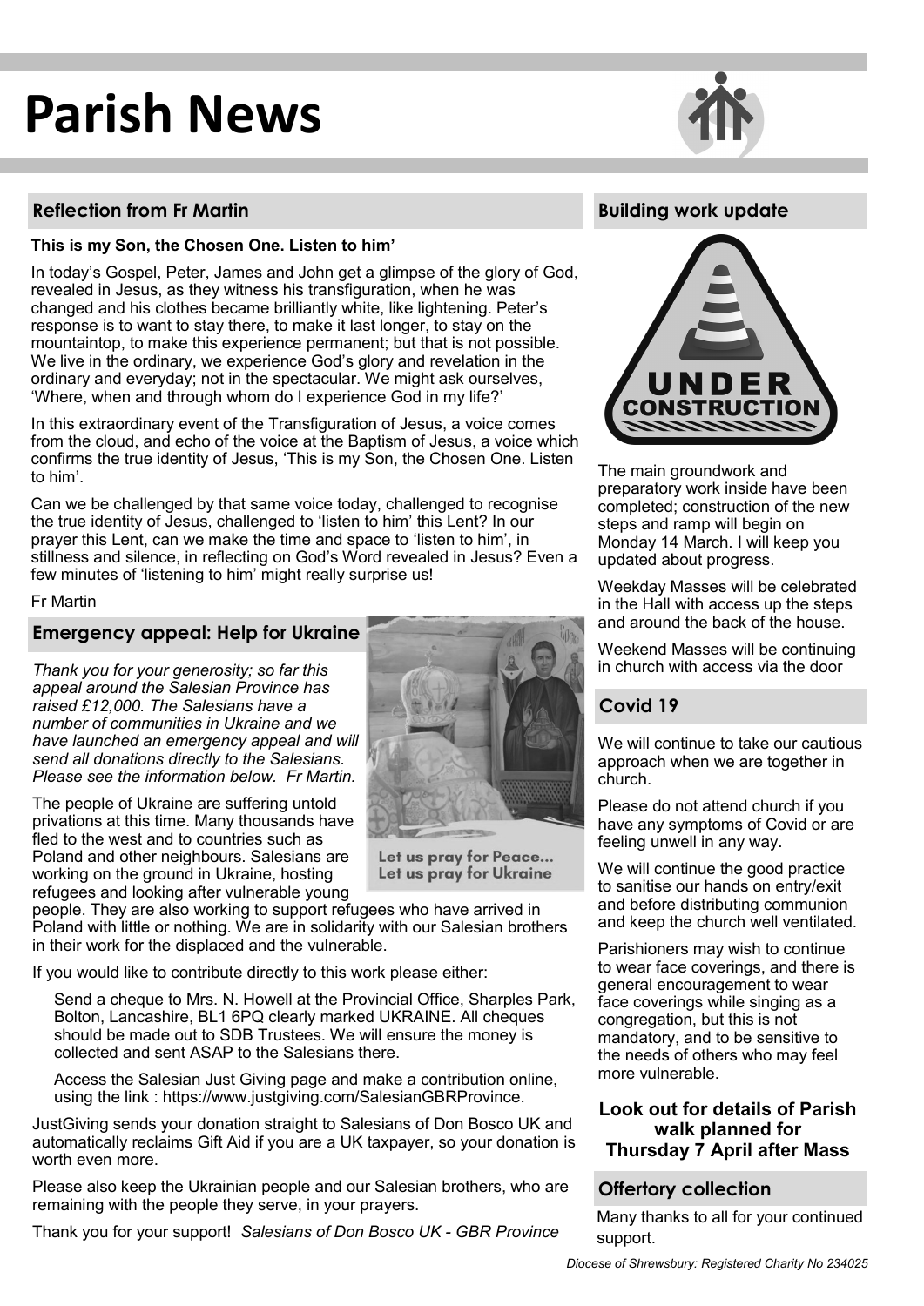# Parish News

## Reflection from Fr Martin

**This is my Son, the Chosen One. Listen to him'**

In today's Gospel, Peter, James and John get a glimpse of the glory of God, revealed in Jesus, as they witness his transfiguration, when he was changed and his clothes became brilliantly white, like lightening. Peter's response is to want to stay there, to make it last longer, to stay on the mountaintop, to make this experience permanent; but that is not possible. We live in the ordinary, we experience God's glory and revelation in the ordinary and everyday; not in the spectacular. We might ask ourselves, 'Where, when and through whom do I experience God in my life?'

In this extraordinary event of the Transfiguration of Jesus, a voice comes from the cloud, and echo of the voice at the Baptism of Jesus, a voice which confirms the true identity of Jesus, 'This is my Son, the Chosen One. Listen to him'.

Can we be challenged by that same voice today, challenged to recognise the true identity of Jesus, challenged to 'listen to him' this Lent? In our prayer this Lent, can we make the time and space to 'listen to him', in stillness and silence, in reflecting on God's Word revealed in Jesus? Even a few minutes of 'listening to him' might really surprise us!

Fr Martin

## Emergency appeal: Help for Ukraine

*Thank you for your generosity; so far this appeal around the Salesian Province has raised £12,000. The Salesians have a number of communities in Ukraine and we have launched an emergency appeal and will send all donations directly to the Salesians. Please see the information below. Fr Martin.*

Let us pray for Peace...
Let us pray for Ukraine

The people of Ukraine are suffering untold privations at this time. Many thousands have fled to the west and to countries such as Poland and other neighbours. Salesians are working on the ground in Ukraine, hosting refugees and looking after vulnerable young people. They are also working to support refugees who have arrived in Poland with little or nothing. We are in solidarity with our Salesian brothers in their work for the displaced and the vulnerable.

If you would like to contribute directly to this work please either:

Send a cheque to Mrs. N. Howell at the Provincial Office, Sharples Park, Bolton, Lancashire, BL1 6PQ clearly marked UKRAINE. All cheques should be made out to SDB Trustees. We will ensure the money is collected and sent ASAP to the Salesians there.

Access the Salesian Just Giving page and make a contribution online, using the link : https://www.justgiving.com/SalesianGBRProvince.

JustGiving sends your donation straight to Salesians of Don Bosco UK and automatically reclaims Gift Aid if you are a UK taxpayer, so your donation is worth even more.

Please also keep the Ukrainian people and our Salesian brothers, who are remaining with the people they serve, in your prayers.

Thank you for your support! *Salesians of Don Bosco UK - GBR Province*

## Building work update

UNDER CONSTRUCTION

The main groundwork and preparatory work inside have been completed; construction of the new steps and ramp will begin on Monday 14 March. I will keep you updated about progress.

Weekday Masses will be celebrated in the Hall with access up the steps and around the back of the house.

Weekend Masses will be continuing in church with access via the door

## Covid 19

We will continue to take our cautious approach when we are together in church.

Please do not attend church if you have any symptoms of Covid or are feeling unwell in any way.

We will continue the good practice to sanitise our hands on entry/exit and before distributing communion and keep the church well ventilated.

Parishioners may wish to continue to wear face coverings, and there is general encouragement to wear face coverings while singing as a congregation, but this is not mandatory, and to be sensitive to the needs of others who may feel more vulnerable.

**Look out for details of Parish walk planned for Thursday 7 April after Mass**

## Offertory collection

Many thanks to all for your continued support.

*Diocese of Shrewsbury: Registered Charity No 234025*